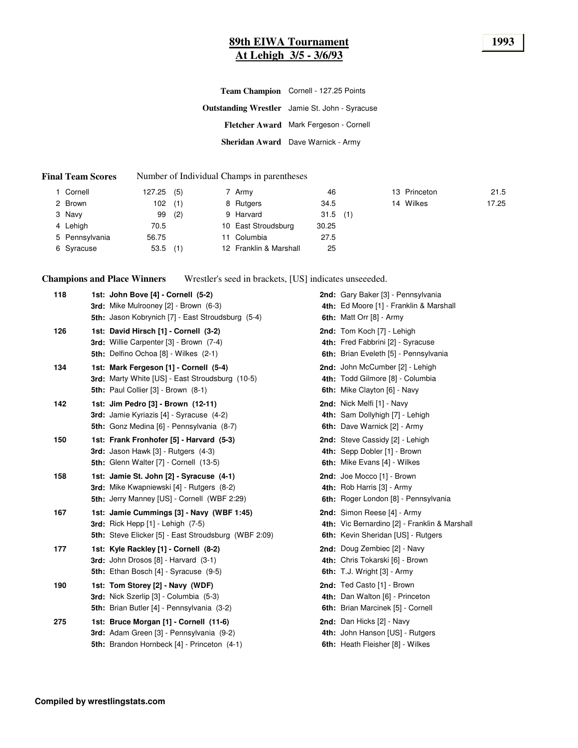# 89th EWIA Tournament

## At Lehigh 3/5 - 3/6/93

**1993**

| | |
|---|---|
| **Team Champion** | Cornell - 127.25 Points |
| **Outstanding Wrestler** | Jamie St. John - Syracuse |
| **Fletcher Award** | Mark Fergeson - Cornell |
| **Sheridan Award** | Dave Warnick - Army |

**Final Team Scores** Number of Individual Champs in parentheses

| | Team | Points | Champs |
|---|---|---|---|
| 1 | Cornell | 127.25 | (5) |
| 2 | Brown | 102 | (1) |
| 3 | Navy | 99 | (2) |
| 4 | Lehigh | 70.5 | |
| 5 | Pennsylvania | 56.75 | |
| 6 | Syracuse | 53.5 | (1) |
| 7 | Army | 46 | |
| 8 | Rutgers | 34.5 | |
| 9 | Harvard | 31.5 | (1) |
| 10 | East Stroudsburg | 30.25 | |
| 11 | Columbia | 27.5 | |
| 12 | Franklin & Marshall | 25 | |
| 13 | Princeton | 21.5 | |
| 14 | Wilkes | 17.25 | |

**Champions and Place Winners** Wrestler's seed in brackets, [US] indicates unseeeded.

**118**
- **1st: John Bove [4] - Cornell (5-2)**
- **2nd:** Gary Baker [3] - Pennsylvania
- **3rd:** Mike Mulrooney [2] - Brown (6-3)
- **4th:** Ed Moore [1] - Franklin & Marshall
- **5th:** Jason Kobrynich [7] - East Stroudsburg (5-4)
- **6th:** Matt Orr [8] - Army

**126**
- **1st: David Hirsch [1] - Cornell (3-2)**
- **2nd:** Tom Koch [7] - Lehigh
- **3rd:** Willie Carpenter [3] - Brown (7-4)
- **4th:** Fred Fabbrini [2] - Syracuse
- **5th:** Delfino Ochoa [8] - Wilkes (2-1)
- **6th:** Brian Eveleth [5] - Pennsylvania

**134**
- **1st: Mark Fergeson [1] - Cornell (5-4)**
- **2nd:** John McCumber [2] - Lehigh
- **3rd:** Marty White [US] - East Stroudsburg (10-5)
- **4th:** Todd Gilmore [8] - Columbia
- **5th:** Paul Collier [3] - Brown (8-1)
- **6th:** Mike Clayton [6] - Navy

**142**
- **1st: Jim Pedro [3] - Brown (12-11)**
- **2nd:** Nick Melfi [1] - Navy
- **3rd:** Jamie Kyriazis [4] - Syracuse (4-2)
- **4th:** Sam Dollyhigh [7] - Lehigh
- **5th:** Gonz Medina [6] - Pennsylvania (8-7)
- **6th:** Dave Warnick [2] - Army

**150**
- **1st: Frank Fronhofer [5] - Harvard (5-3)**
- **2nd:** Steve Cassidy [2] - Lehigh
- **3rd:** Jason Hawk [3] - Rutgers (4-3)
- **4th:** Sepp Dobler [1] - Brown
- **5th:** Glenn Walter [7] - Cornell (13-5)
- **6th:** Mike Evans [4] - Wilkes

**158**
- **1st: Jamie St. John [2] - Syracuse (4-1)**
- **2nd:** Joe Mocco [1] - Brown
- **3rd:** Mike Kwapniewski [4] - Rutgers (8-2)
- **4th:** Rob Harris [3] - Army
- **5th:** Jerry Manney [US] - Cornell (WBF 2:29)
- **6th:** Roger London [8] - Pennsylvania

**167**
- **1st: Jamie Cummings [3] - Navy (WBF 1:45)**
- **2nd:** Simon Reese [4] - Army
- **3rd:** Rick Hepp [1] - Lehigh (7-5)
- **4th:** Vic Bernardino [2] - Franklin & Marshall
- **5th:** Steve Elicker [5] - East Stroudsburg (WBF 2:09)
- **6th:** Kevin Sheridan [US] - Rutgers

**177**
- **1st: Kyle Rackley [1] - Cornell (8-2)**
- **2nd:** Doug Zembiec [2] - Navy
- **3rd:** John Drosos [8] - Harvard (3-1)
- **4th:** Chris Tokarski [6] - Brown
- **5th:** Ethan Bosch [4] - Syracuse (9-5)
- **6th:** T.J. Wright [3] - Army

**190**
- **1st: Tom Storey [2] - Navy (WDF)**
- **2nd:** Ted Casto [1] - Brown
- **3rd:** Nick Szerlip [3] - Columbia (5-3)
- **4th:** Dan Walton [6] - Princeton
- **5th:** Brian Butler [4] - Pennsylvania (3-2)
- **6th:** Brian Marcinek [5] - Cornell

**275**
- **1st: Bruce Morgan [1] - Cornell (11-6)**
- **2nd:** Dan Hicks [2] - Navy
- **3rd:** Adam Green [3] - Pennsylvania (9-2)
- **4th:** John Hanson [US] - Rutgers
- **5th:** Brandon Hornbeck [4] - Princeton (4-1)
- **6th:** Heath Fleisher [8] - Wilkes

**Compiled by wrestlingstats.com**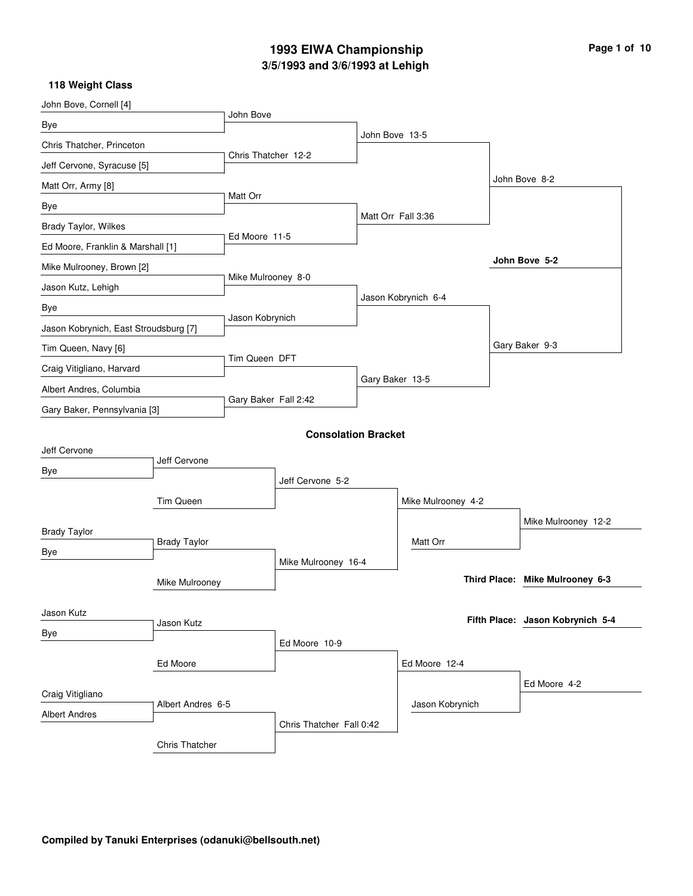# 1993 EIWA Championship

## 3/5/1993 and 3/6/1993 at Lehigh

### 118 Weight Class

**Championship Bracket**

| First Round | Quarterfinals | Semifinals | Finals |
| --- | --- | --- | --- |
| John Bove, Cornell [4] vs. Bye | John Bove | | |
| Chris Thatcher, Princeton vs. Jeff Cervone, Syracuse [5] | Chris Thatcher 12-2 | | |
| | | John Bove 13-5 | |
| Matt Orr, Army [8] vs. Bye | Matt Orr | | |
| Brady Taylor, Wilkes vs. Ed Moore, Franklin & Marshall [1] | Ed Moore 11-5 | | |
| | | Matt Orr Fall 3:36 | |
| | | | John Bove 8-2 |
| Mike Mulrooney, Brown [2] vs. Jason Kutz, Lehigh | Mike Mulrooney 8-0 | | |
| Bye vs. Jason Kobrynich, East Stroudsburg [7] | Jason Kobrynich | | |
| | | Jason Kobrynich 6-4 | |
| Tim Queen, Navy [6] vs. Craig Vitigliano, Harvard | Tim Queen DFT | | |
| Albert Andres, Columbia vs. Gary Baker, Pennsylvania [3] | Gary Baker Fall 2:42 | | |
| | | Gary Baker 13-5 | |
| | | | Gary Baker 9-3 |

**Champion: John Bove 5-2**

### Consolation Bracket

| Round 1 | Round 2 | Round 3 | Round 4 | Round 5 |
| --- | --- | --- | --- | --- |
| Jeff Cervone vs. Bye | Jeff Cervone | | | |
| | Tim Queen | | | |
| | | Jeff Cervone 5-2 | | |
| Brady Taylor vs. Bye | Brady Taylor | | | |
| | Mike Mulrooney | | | |
| | | Mike Mulrooney 16-4 | | |
| | | | Mike Mulrooney 4-2 | |
| | | | Matt Orr | |
| | | | | Mike Mulrooney 12-2 |
| Jason Kutz vs. Bye | Jason Kutz | | | |
| | Ed Moore | | | |
| | | Ed Moore 10-9 | | |
| Craig Vitigliano vs. Albert Andres | Albert Andres 6-5 | | | |
| | Chris Thatcher | | | |
| | | Chris Thatcher Fall 0:42 | | |
| | | | Ed Moore 12-4 | |
| | | | Jason Kobrynich | |
| | | | | Ed Moore 4-2 |

**Third Place: Mike Mulrooney 6-3**

**Fifth Place: Jason Kobrynich 5-4**

**Compiled by Tanuki Enterprises (odanuki@bellsouth.net)**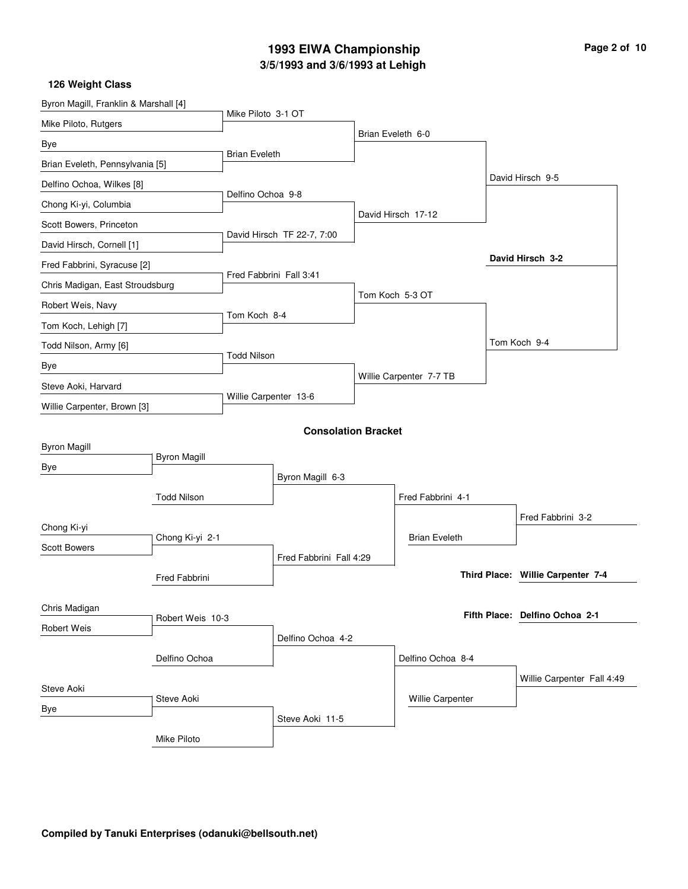# 1993 EIWA Championship

## 3/5/1993 and 3/6/1993 at Lehigh

### 126 Weight Class

**Championship Bracket**

First Round:
- Byron Magill, Franklin & Marshall [4] vs. Mike Piloto, Rutgers — Mike Piloto 3-1 OT
- Bye vs. Brian Eveleth, Pennsylvania [5] — Brian Eveleth
- Delfino Ochoa, Wilkes [8] vs. Chong Ki-yi, Columbia — Delfino Ochoa 9-8
- Scott Bowers, Princeton vs. David Hirsch, Cornell [1] — David Hirsch TF 22-7, 7:00
- Fred Fabbrini, Syracuse [2] vs. Chris Madigan, East Stroudsburg — Fred Fabbrini Fall 3:41
- Robert Weis, Navy vs. Tom Koch, Lehigh [7] — Tom Koch 8-4
- Todd Nilson, Army [6] vs. Bye — Todd Nilson
- Steve Aoki, Harvard vs. Willie Carpenter, Brown [3] — Willie Carpenter 13-6

Quarterfinals:
- Brian Eveleth 6-0
- David Hirsch 17-12
- Tom Koch 5-3 OT
- Willie Carpenter 7-7 TB

Semifinals:
- David Hirsch 9-5
- Tom Koch 9-4

Final:
- **David Hirsch 3-2**

**Consolation Bracket**

- Byron Magill vs. Bye — Byron Magill
- Byron Magill vs. Todd Nilson — Byron Magill 6-3
- Chong Ki-yi vs. Scott Bowers — Chong Ki-yi 2-1
- Chong Ki-yi vs. Fred Fabbrini — Fred Fabbrini Fall 4:29
- Byron Magill vs. Fred Fabbrini — Fred Fabbrini 4-1
- Fred Fabbrini vs. Brian Eveleth — Fred Fabbrini 3-2
- Chris Madigan vs. Robert Weis — Robert Weis 10-3
- Robert Weis vs. Delfino Ochoa — Delfino Ochoa 4-2
- Steve Aoki vs. Bye — Steve Aoki
- Steve Aoki vs. Mike Piloto — Steve Aoki 11-5
- Delfino Ochoa vs. Steve Aoki — Delfino Ochoa 8-4
- Delfino Ochoa vs. Willie Carpenter — Willie Carpenter Fall 4:49

**Third Place: Willie Carpenter 7-4**

**Fifth Place: Delfino Ochoa 2-1**

**Compiled by Tanuki Enterprises (odanuki@bellsouth.net)**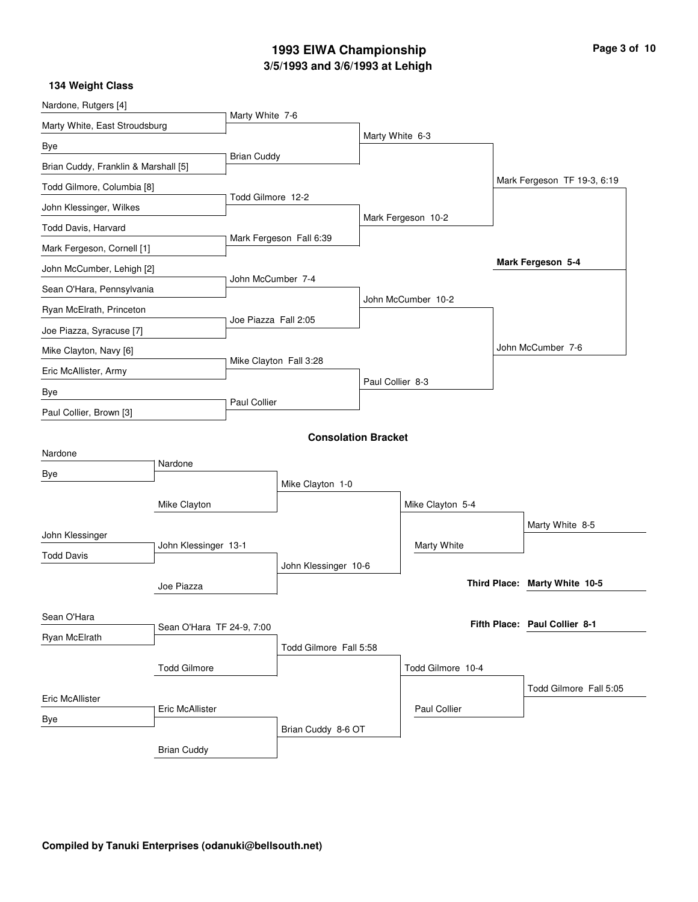# 1993 EIWA Championship

## 3/5/1993 and 3/6/1993 at Lehigh

### 134 Weight Class

**Championship Bracket**

| First Round | Quarterfinals | Semifinals | Finals |
|---|---|---|---|
| Nardone, Rutgers [4] | Marty White 7-6 | Marty White 6-3 | Mark Fergeson TF 19-3, 6:19 |
| Marty White, East Stroudsburg | | | |
| Bye | Brian Cuddy | | |
| Brian Cuddy, Franklin & Marshall [5] | | | |
| Todd Gilmore, Columbia [8] | Todd Gilmore 12-2 | Mark Fergeson 10-2 | |
| John Klessinger, Wilkes | | | |
| Todd Davis, Harvard | Mark Fergeson Fall 6:39 | | |
| Mark Fergeson, Cornell [1] | | | |
| John McCumber, Lehigh [2] | John McCumber 7-4 | John McCumber 10-2 | John McCumber 7-6 |
| Sean O'Hara, Pennsylvania | | | |
| Ryan McElrath, Princeton | Joe Piazza Fall 2:05 | | |
| Joe Piazza, Syracuse [7] | | | |
| Mike Clayton, Navy [6] | Mike Clayton Fall 3:28 | Paul Collier 8-3 | |
| Eric McAllister, Army | | | |
| Bye | Paul Collier | | |
| Paul Collier, Brown [3] | | | |

**Champion: Mark Fergeson 5-4**

### Consolation Bracket

| Round 1 | Round 2 | Round 3 | Round 4 | Placement |
|---|---|---|---|---|
| Nardone | Nardone | Mike Clayton 1-0 | Mike Clayton 5-4 | Marty White 8-5 |
| Bye | Mike Clayton | | Marty White | |
| John Klessinger | John Klessinger 13-1 | John Klessinger 10-6 | | |
| Todd Davis | Joe Piazza | | | |
| Sean O'Hara | Sean O'Hara TF 24-9, 7:00 | Todd Gilmore Fall 5:58 | Todd Gilmore 10-4 | Todd Gilmore Fall 5:05 |
| Ryan McElrath | Todd Gilmore | | Paul Collier | |
| Eric McAllister | Eric McAllister | Brian Cuddy 8-6 OT | | |
| Bye | Brian Cuddy | | | |

**Third Place: Marty White 10-5**

**Fifth Place: Paul Collier 8-1**

**Compiled by Tanuki Enterprises (odanuki@bellsouth.net)**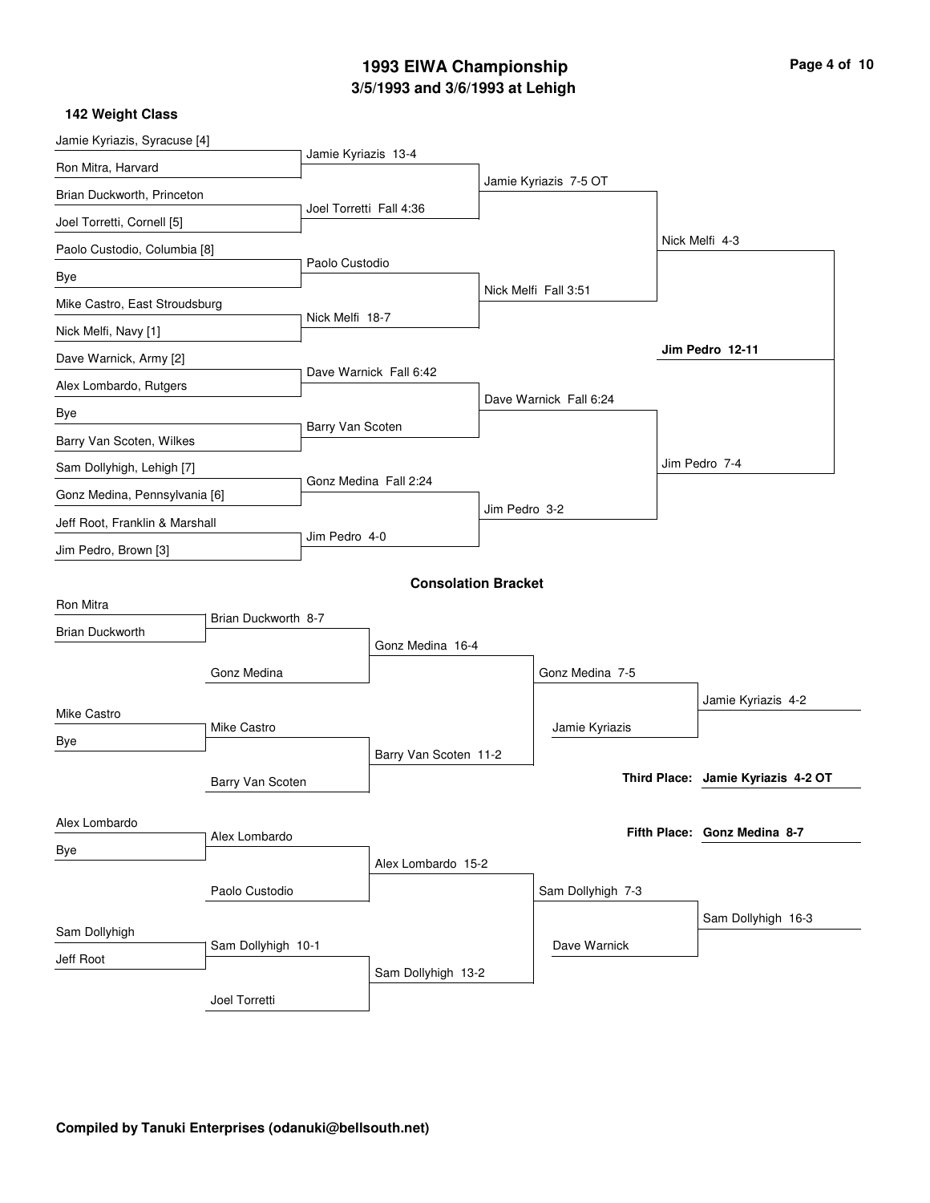# 1993 EIWA Championship

## 3/5/1993 and 3/6/1993 at Lehigh

### 142 Weight Class

**Championship Bracket**

| First Round | Quarterfinals | Semifinals | Finals |
|---|---|---|---|
| Jamie Kyriazis, Syracuse [4] vs. Ron Mitra, Harvard | Jamie Kyriazis 13-4 | | |
| Brian Duckworth, Princeton vs. Joel Torretti, Cornell [5] | Joel Torretti Fall 4:36 | Jamie Kyriazis 7-5 OT | |
| Paolo Custodio, Columbia [8] vs. Bye | Paolo Custodio | | |
| Mike Castro, East Stroudsburg vs. Nick Melfi, Navy [1] | Nick Melfi 18-7 | Nick Melfi Fall 3:51 | Nick Melfi 4-3 |
| Dave Warnick, Army [2] vs. Alex Lombardo, Rutgers | Dave Warnick Fall 6:42 | | |
| Bye vs. Barry Van Scoten, Wilkes | Barry Van Scoten | Dave Warnick Fall 6:24 | |
| Sam Dollyhigh, Lehigh [7] vs. Gonz Medina, Pennsylvania [6] | Gonz Medina Fall 2:24 | | |
| Jeff Root, Franklin & Marshall vs. Jim Pedro, Brown [3] | Jim Pedro 4-0 | Jim Pedro 3-2 | Jim Pedro 7-4 |

Champion: **Jim Pedro 12-11**

### Consolation Bracket

| Round 1 | Round 2 | Round 3 | Round 4 | Round 5 |
|---|---|---|---|---|
| Ron Mitra vs. Brian Duckworth | Brian Duckworth 8-7 | | | |
| | Gonz Medina | Gonz Medina 16-4 | | |
| Mike Castro vs. Bye | Mike Castro | | Gonz Medina 7-5 | |
| | Barry Van Scoten | Barry Van Scoten 11-2 | Jamie Kyriazis | Jamie Kyriazis 4-2 |
| Alex Lombardo vs. Bye | Alex Lombardo | | | |
| | Paolo Custodio | Alex Lombardo 15-2 | Sam Dollyhigh 7-3 | |
| Sam Dollyhigh vs. Jeff Root | Sam Dollyhigh 10-1 | | | |
| | Joel Torretti | Sam Dollyhigh 13-2 | Dave Warnick | Sam Dollyhigh 16-3 |

**Third Place: Jamie Kyriazis 4-2 OT**

**Fifth Place: Gonz Medina 8-7**

**Compiled by Tanuki Enterprises (odanuki@bellsouth.net)**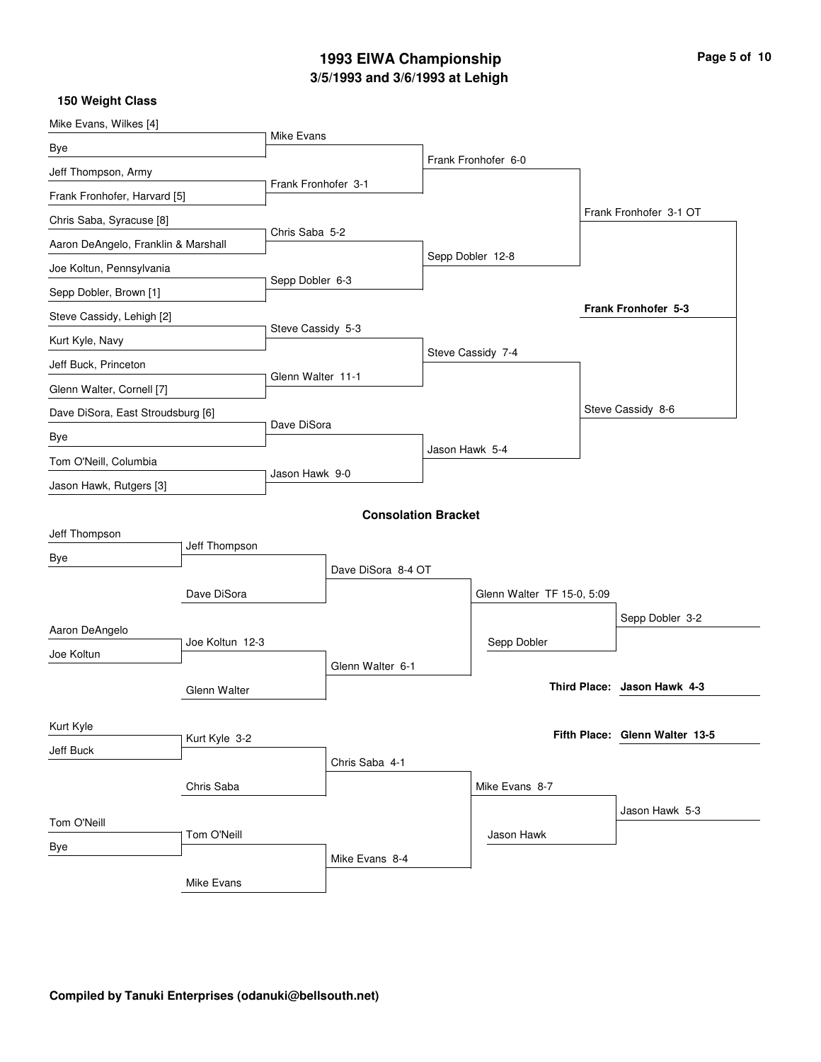# 1993 EIWA Championship

## 3/5/1993 and 3/6/1993 at Lehigh

### 150 Weight Class

**Championship Bracket**

| First Round | Quarterfinals | Semifinals | Finals | Champion |
|---|---|---|---|---|
| Mike Evans, Wilkes [4] | Mike Evans | Frank Fronhofer 6-0 | Frank Fronhofer 3-1 OT | **Frank Fronhofer 5-3** |
| Bye | | | | |
| Jeff Thompson, Army | Frank Fronhofer 3-1 | | | |
| Frank Fronhofer, Harvard [5] | | | | |
| Chris Saba, Syracuse [8] | Chris Saba 5-2 | Sepp Dobler 12-8 | | |
| Aaron DeAngelo, Franklin & Marshall | | | | |
| Joe Koltun, Pennsylvania | Sepp Dobler 6-3 | | | |
| Sepp Dobler, Brown [1] | | | | |
| Steve Cassidy, Lehigh [2] | Steve Cassidy 5-3 | Steve Cassidy 7-4 | Steve Cassidy 8-6 | |
| Kurt Kyle, Navy | | | | |
| Jeff Buck, Princeton | Glenn Walter 11-1 | | | |
| Glenn Walter, Cornell [7] | | | | |
| Dave DiSora, East Stroudsburg [6] | Dave DiSora | Jason Hawk 5-4 | | |
| Bye | | | | |
| Tom O'Neill, Columbia | Jason Hawk 9-0 | | | |
| Jason Hawk, Rutgers [3] | | | | |

### Consolation Bracket

| First Round | Second Round | Third Round | Fourth Round | Consolation Semifinals |
|---|---|---|---|---|
| Jeff Thompson | Jeff Thompson | Dave DiSora 8-4 OT | Glenn Walter TF 15-0, 5:09 | Sepp Dobler 3-2 |
| Bye | Dave DiSora | | Sepp Dobler | |
| Aaron DeAngelo | Joe Koltun 12-3 | Glenn Walter 6-1 | | |
| Joe Koltun | Glenn Walter | | | |
| Kurt Kyle | Kurt Kyle 3-2 | Chris Saba 4-1 | Mike Evans 8-7 | Jason Hawk 5-3 |
| Jeff Buck | Chris Saba | | Jason Hawk | |
| Tom O'Neill | Tom O'Neill | Mike Evans 8-4 | | |
| Bye | Mike Evans | | | |

**Third Place: Jason Hawk 4-3**

**Fifth Place: Glenn Walter 13-5**

**Compiled by Tanuki Enterprises (odanuki@bellsouth.net)**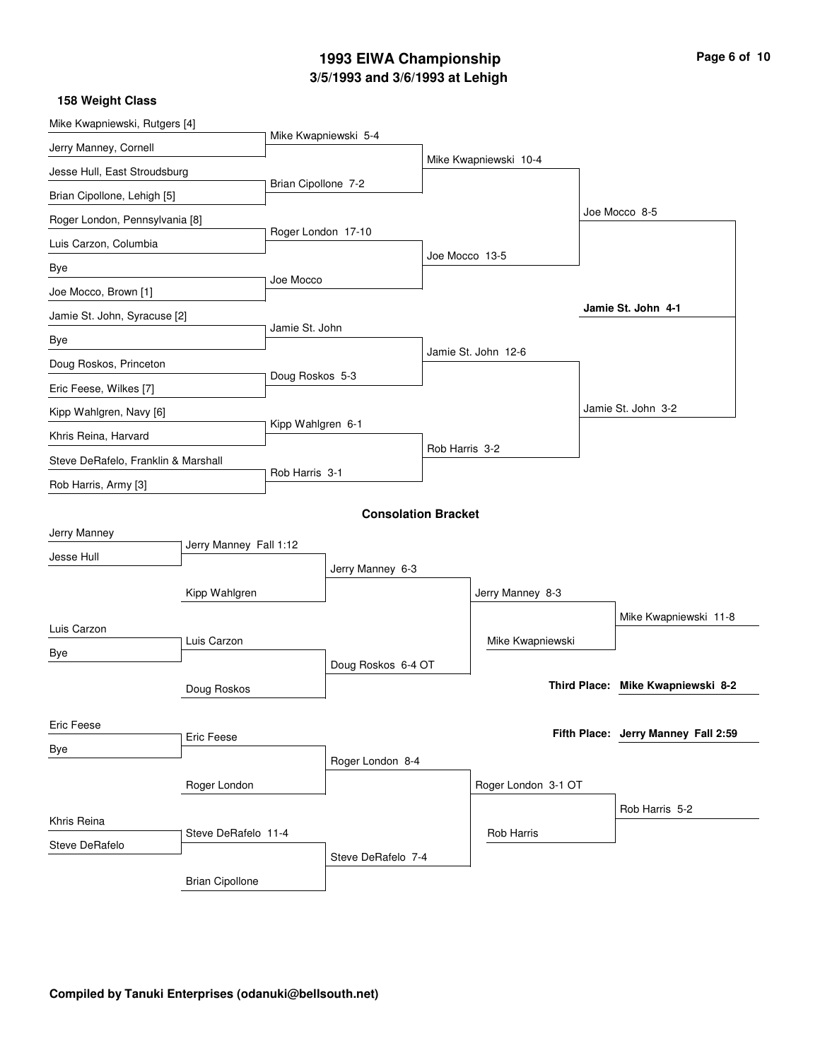# 1993 EIWA Championship

## 3/5/1993 and 3/6/1993 at Lehigh

### 158 Weight Class

**Championship Bracket**

| First Round | Quarterfinals | Semifinals | Finals |
| --- | --- | --- | --- |
| Mike Kwapniewski, Rutgers [4] vs. Jerry Manney, Cornell | Mike Kwapniewski 5-4 | | |
| Jesse Hull, East Stroudsburg vs. Brian Cipollone, Lehigh [5] | Brian Cipollone 7-2 | Mike Kwapniewski 10-4 | |
| Roger London, Pennsylvania [8] vs. Luis Carzon, Columbia | Roger London 17-10 | | Joe Mocco 8-5 |
| Bye vs. Joe Mocco, Brown [1] | Joe Mocco | Joe Mocco 13-5 | |
| Jamie St. John, Syracuse [2] vs. Bye | Jamie St. John | | |
| Doug Roskos, Princeton vs. Eric Feese, Wilkes [7] | Doug Roskos 5-3 | Jamie St. John 12-6 | |
| Kipp Wahlgren, Navy [6] vs. Khris Reina, Harvard | Kipp Wahlgren 6-1 | | Jamie St. John 3-2 |
| Steve DeRafelo, Franklin & Marshall vs. Rob Harris, Army [3] | Rob Harris 3-1 | Rob Harris 3-2 | |

**Champion: Jamie St. John 4-1**

### Consolation Bracket

| Round 1 | Round 2 | Round 3 | Round 4 | Round 5 |
| --- | --- | --- | --- | --- |
| Jerry Manney vs. Jesse Hull | Jerry Manney Fall 1:12 | | | |
| | Kipp Wahlgren | Jerry Manney 6-3 | | |
| Luis Carzon vs. Bye | Luis Carzon | | Jerry Manney 8-3 | |
| | Doug Roskos | Doug Roskos 6-4 OT | Mike Kwapniewski | Mike Kwapniewski 11-8 |
| Eric Feese vs. Bye | Eric Feese | | | |
| | Roger London | Roger London 8-4 | | |
| Khris Reina vs. Steve DeRafelo | Steve DeRafelo 11-4 | | Roger London 3-1 OT | |
| | Brian Cipollone | Steve DeRafelo 7-4 | Rob Harris | Rob Harris 5-2 |

**Third Place: Mike Kwapniewski 8-2**

**Fifth Place: Jerry Manney Fall 2:59**

**Compiled by Tanuki Enterprises (odanuki@bellsouth.net)**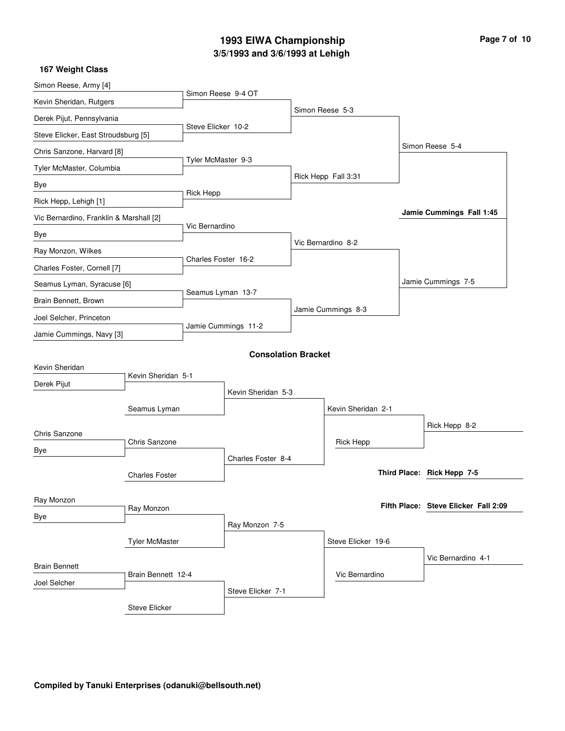# 1993 EIWA Championship

## 3/5/1993 and 3/6/1993 at Lehigh

### 167 Weight Class

**Championship Bracket**

| First Round | Quarterfinals | Semifinals | Final |
| --- | --- | --- | --- |
| Simon Reese, Army [4] | Simon Reese 9-4 OT | Simon Reese 5-3 | Simon Reese 5-4 |
| Kevin Sheridan, Rutgers | | | |
| Derek Pijut, Pennsylvania | Steve Elicker 10-2 | | |
| Steve Elicker, East Stroudsburg [5] | | | |
| Chris Sanzone, Harvard [8] | Tyler McMaster 9-3 | Rick Hepp Fall 3:31 | |
| Tyler McMaster, Columbia | | | |
| Bye | Rick Hepp | | |
| Rick Hepp, Lehigh [1] | | | |
| Vic Bernardino, Franklin & Marshall [2] | Vic Bernardino | Vic Bernardino 8-2 | Jamie Cummings 7-5 |
| Bye | | | |
| Ray Monzon, Wilkes | Charles Foster 16-2 | | |
| Charles Foster, Cornell [7] | | | |
| Seamus Lyman, Syracuse [6] | Seamus Lyman 13-7 | Jamie Cummings 8-3 | |
| Brain Bennett, Brown | | | |
| Joel Selcher, Princeton | Jamie Cummings 11-2 | | |
| Jamie Cummings, Navy [3] | | | |

**Champion: Jamie Cummings Fall 1:45**

### Consolation Bracket

| Round 1 | Round 2 | Round 3 | Semifinal | Final |
| --- | --- | --- | --- | --- |
| Kevin Sheridan | Kevin Sheridan 5-1 | Kevin Sheridan 5-3 | Kevin Sheridan 2-1 | Rick Hepp 8-2 |
| Derek Pijut | | | | |
| | Seamus Lyman | | | |
| Chris Sanzone | Chris Sanzone | Charles Foster 8-4 | Rick Hepp | |
| Bye | | | | |
| | Charles Foster | | | |
| Ray Monzon | Ray Monzon | Ray Monzon 7-5 | Steve Elicker 19-6 | Vic Bernardino 4-1 |
| Bye | | | | |
| | Tyler McMaster | | | |
| Brain Bennett | Brain Bennett 12-4 | Steve Elicker 7-1 | Vic Bernardino | |
| Joel Selcher | | | | |
| | Steve Elicker | | | |

**Third Place: Rick Hepp 7-5**

**Fifth Place: Steve Elicker Fall 2:09**

**Compiled by Tanuki Enterprises (odanuki@bellsouth.net)**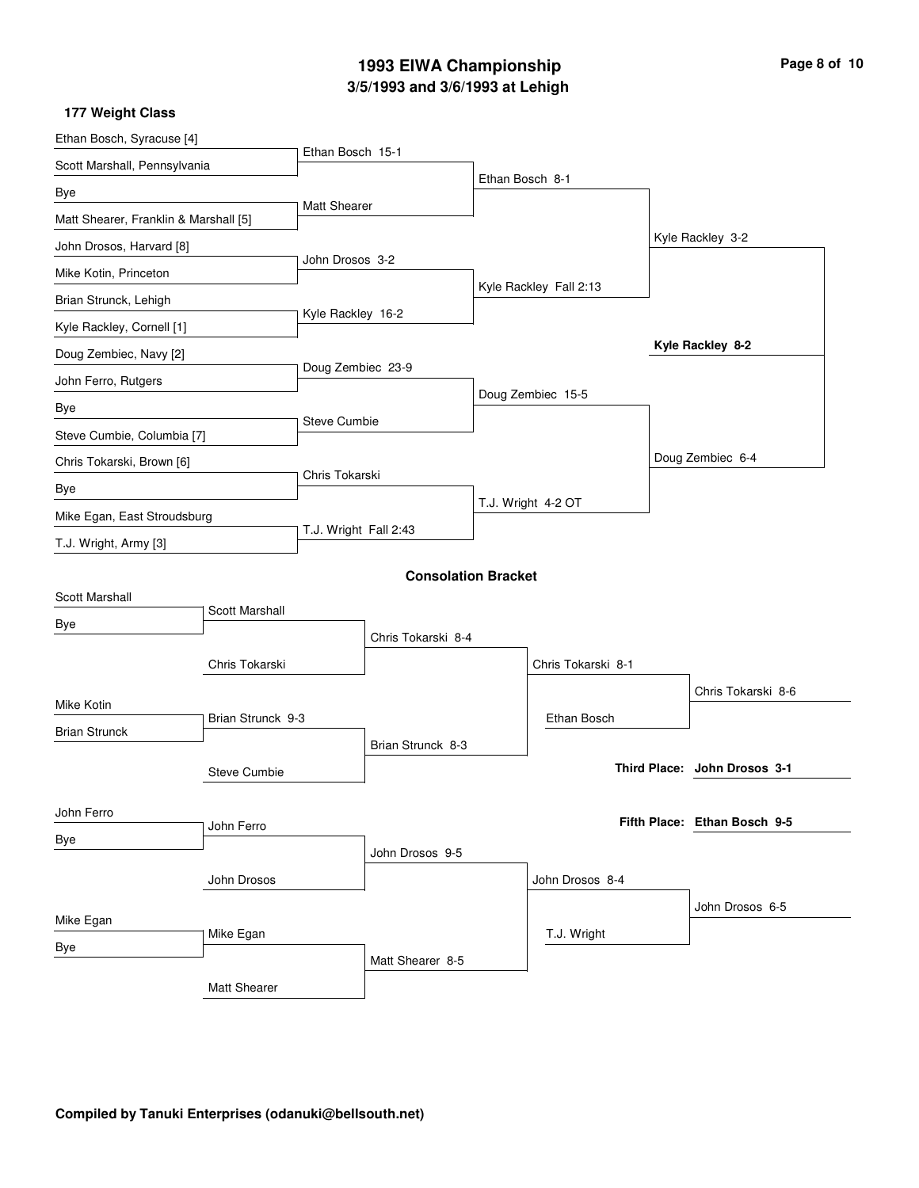# 1993 EIWA Championship

## 3/5/1993 and 3/6/1993 at Lehigh

### 177 Weight Class

#### Championship Bracket

| First Round | Quarterfinals | Semifinals | Finals |
| --- | --- | --- | --- |
| Ethan Bosch, Syracuse [4] | Ethan Bosch 15-1 | Ethan Bosch 8-1 | Kyle Rackley 3-2 |
| Scott Marshall, Pennsylvania | | | |
| Bye | Matt Shearer | | |
| Matt Shearer, Franklin & Marshall [5] | | | |
| John Drosos, Harvard [8] | John Drosos 3-2 | Kyle Rackley Fall 2:13 | |
| Mike Kotin, Princeton | | | |
| Brian Strunck, Lehigh | Kyle Rackley 16-2 | | |
| Kyle Rackley, Cornell [1] | | | |
| Doug Zembiec, Navy [2] | Doug Zembiec 23-9 | Doug Zembiec 15-5 | Doug Zembiec 6-4 |
| John Ferro, Rutgers | | | |
| Bye | Steve Cumbie | | |
| Steve Cumbie, Columbia [7] | | | |
| Chris Tokarski, Brown [6] | Chris Tokarski | T.J. Wright 4-2 OT | |
| Bye | | | |
| Mike Egan, East Stroudsburg | T.J. Wright Fall 2:43 | | |
| T.J. Wright, Army [3] | | | |

**Champion: Kyle Rackley 8-2**

#### Consolation Bracket

| Round 1 | Round 2 | Round 3 | Round 4 | Final |
| --- | --- | --- | --- | --- |
| Scott Marshall | Scott Marshall | Chris Tokarski 8-4 | Chris Tokarski 8-1 | Chris Tokarski 8-6 |
| Bye | Chris Tokarski | | Ethan Bosch | |
| Mike Kotin | Brian Strunck 9-3 | Brian Strunck 8-3 | | |
| Brian Strunck | Steve Cumbie | | | |
| John Ferro | John Ferro | John Drosos 9-5 | John Drosos 8-4 | John Drosos 6-5 |
| Bye | John Drosos | | T.J. Wright | |
| Mike Egan | Mike Egan | Matt Shearer 8-5 | | |
| Bye | Matt Shearer | | | |

**Third Place: John Drosos 3-1**

**Fifth Place: Ethan Bosch 9-5**

**Compiled by Tanuki Enterprises (odanuki@bellsouth.net)**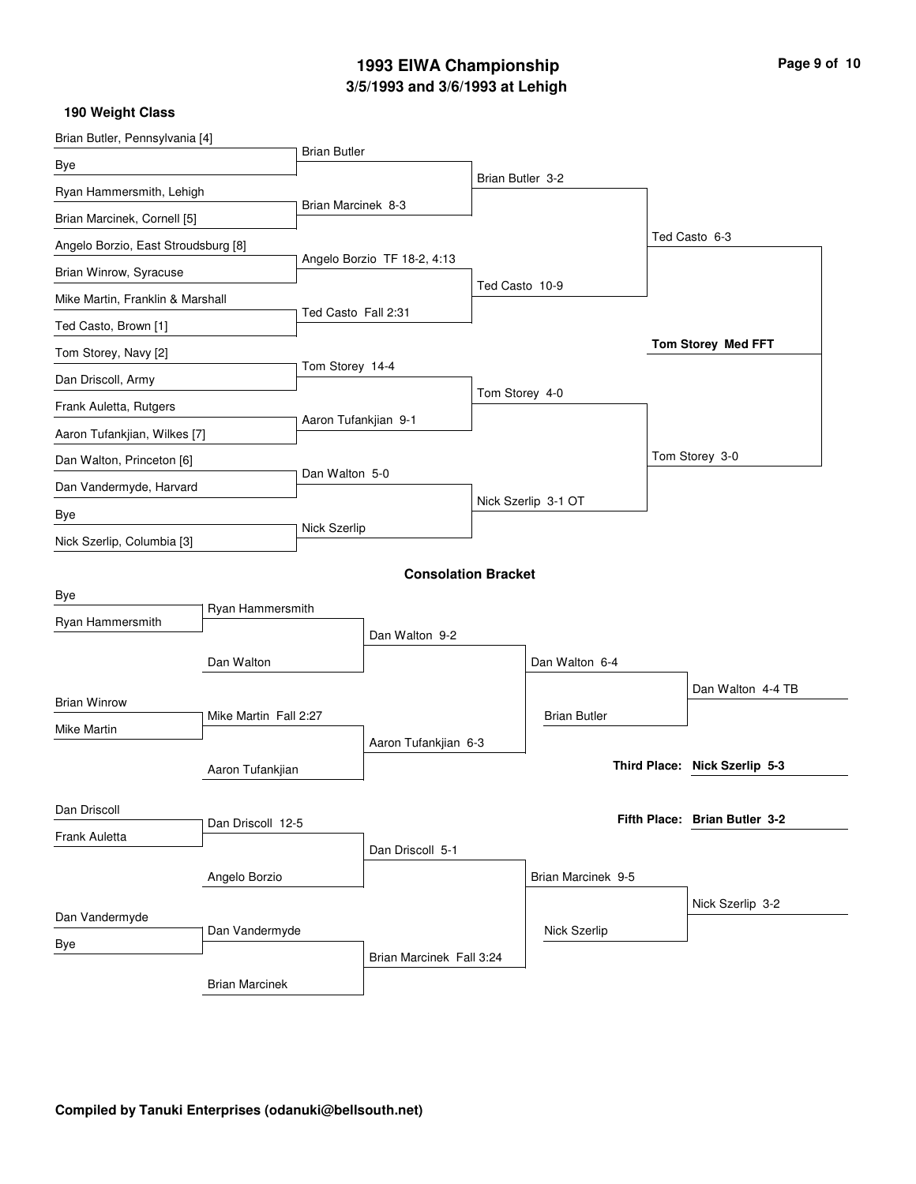# 1993 EIWA Championship

## 3/5/1993 and 3/6/1993 at Lehigh

### 190 Weight Class

**Championship Bracket**

First Round:

- Brian Butler, Pennsylvania [4] vs. Bye — Brian Butler
- Ryan Hammersmith, Lehigh vs. Brian Marcinek, Cornell [5] — Brian Marcinek 8-3
- Angelo Borzio, East Stroudsburg [8] vs. Brian Winrow, Syracuse — Angelo Borzio TF 18-2, 4:13
- Mike Martin, Franklin & Marshall vs. Ted Casto, Brown [1] — Ted Casto Fall 2:31
- Tom Storey, Navy [2] vs. Dan Driscoll, Army — Tom Storey 14-4
- Frank Auletta, Rutgers vs. Aaron Tufankjian, Wilkes [7] — Aaron Tufankjian 9-1
- Dan Walton, Princeton [6] vs. Dan Vandermyde, Harvard — Dan Walton 5-0
- Bye vs. Nick Szerlip, Columbia [3] — Nick Szerlip

Quarterfinals:

- Brian Butler 3-2
- Ted Casto 10-9
- Tom Storey 4-0
- Nick Szerlip 3-1 OT

Semifinals:

- Ted Casto 6-3
- Tom Storey 3-0

Final:

- **Tom Storey Med FFT**

**Consolation Bracket**

First Round:

- Bye vs. Ryan Hammersmith — Ryan Hammersmith
- Brian Winrow vs. Mike Martin — Mike Martin Fall 2:27
- Dan Driscoll vs. Frank Auletta — Dan Driscoll 12-5
- Dan Vandermyde vs. Bye — Dan Vandermyde

Second Round:

- Ryan Hammersmith vs. Dan Walton — Dan Walton 9-2
- Mike Martin vs. Aaron Tufankjian — Aaron Tufankjian 6-3
- Dan Driscoll vs. Angelo Borzio — Dan Driscoll 5-1
- Dan Vandermyde vs. Brian Marcinek — Brian Marcinek Fall 3:24

Third Round:

- Dan Walton vs. Aaron Tufankjian — Dan Walton 6-4
- Dan Driscoll vs. Brian Marcinek — Brian Marcinek 9-5

Consolation Semifinals:

- Dan Walton vs. Brian Butler — Dan Walton 4-4 TB
- Brian Marcinek vs. Nick Szerlip — Nick Szerlip 3-2

**Third Place: Nick Szerlip 5-3**

**Fifth Place: Brian Butler 3-2**

**Compiled by Tanuki Enterprises (odanuki@bellsouth.net)**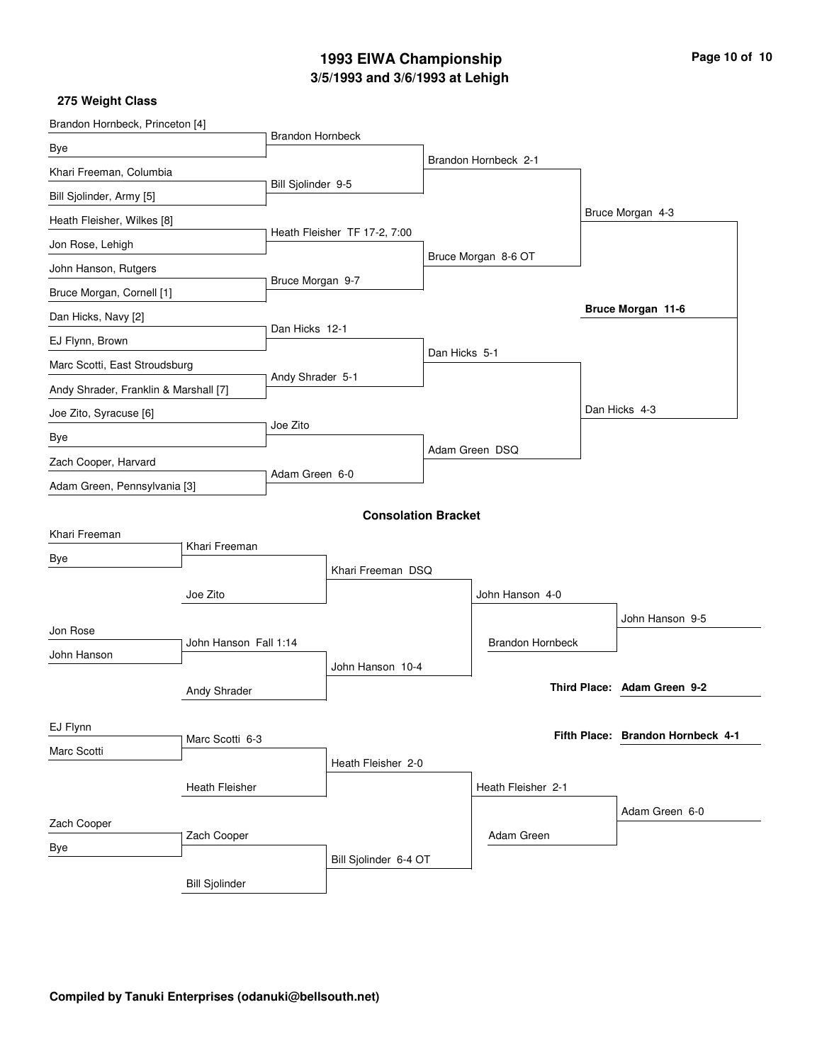# 1993 EIWA Championship

## 3/5/1993 and 3/6/1993 at Lehigh

### 275 Weight Class

Brandon Hornbeck, Princeton [4]
Bye
Khari Freeman, Columbia
Bill Sjolinder, Army [5]
Heath Fleisher, Wilkes [8]
Jon Rose, Lehigh
John Hanson, Rutgers
Bruce Morgan, Cornell [1]
Dan Hicks, Navy [2]
EJ Flynn, Brown
Marc Scotti, East Stroudsburg
Andy Shrader, Franklin & Marshall [7]
Joe Zito, Syracuse [6]
Bye
Zach Cooper, Harvard
Adam Green, Pennsylvania [3]

Brandon Hornbeck
Bill Sjolinder 9-5
Heath Fleisher TF 17-2, 7:00
Bruce Morgan 9-7
Dan Hicks 12-1
Andy Shrader 5-1
Joe Zito
Adam Green 6-0

Brandon Hornbeck 2-1
Bruce Morgan 8-6 OT
Dan Hicks 5-1
Adam Green DSQ

Bruce Morgan 4-3
Dan Hicks 4-3

**Bruce Morgan 11-6**

### Consolation Bracket

Khari Freeman
Bye
Jon Rose
John Hanson
EJ Flynn
Marc Scotti
Zach Cooper
Bye

Khari Freeman
Joe Zito
John Hanson Fall 1:14
Andy Shrader
Marc Scotti 6-3
Heath Fleisher
Zach Cooper
Bill Sjolinder

Khari Freeman DSQ
John Hanson 10-4
Heath Fleisher 2-0
Bill Sjolinder 6-4 OT

John Hanson 4-0
Brandon Hornbeck
Heath Fleisher 2-1
Adam Green

John Hanson 9-5
Adam Green 6-0

**Third Place: Adam Green 9-2**

**Fifth Place: Brandon Hornbeck 4-1**

**Compiled by Tanuki Enterprises (odanuki@bellsouth.net)**